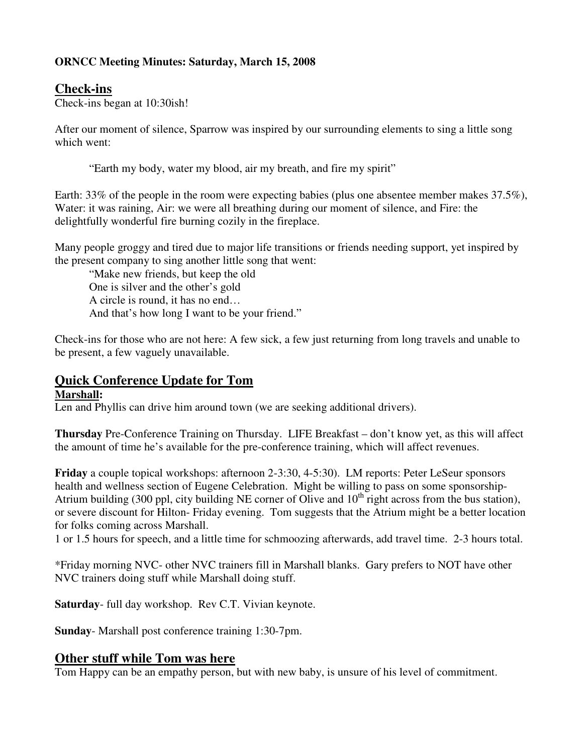**ORNCC Meeting Minutes: Saturday, March 15, 2008**

## Check-ins

Check-ins began at 10:30ish!

After our moment of silence, Sparrow was inspired by our surrounding elements to sing a little song which went:

> "Earth my body, water my blood, air my breath, and fire my spirit"

Earth: 33% of the people in the room were expecting babies (plus one absentee member makes 37.5%), Water: it was raining, Air: we were all breathing during our moment of silence, and Fire: the delightfully wonderful fire burning cozily in the fireplace.

Many people groggy and tired due to major life transitions or friends needing support, yet inspired by the present company to sing another little song that went:

> "Make new friends, but keep the old
> One is silver and the other's gold
> A circle is round, it has no end…
> And that's how long I want to be your friend."

Check-ins for those who are not here: A few sick, a few just returning from long travels and unable to be present, a few vaguely unavailable.

## Quick Conference Update for Tom

**Marshall:**

Len and Phyllis can drive him around town (we are seeking additional drivers).

**Thursday** Pre-Conference Training on Thursday. LIFE Breakfast – don't know yet, as this will affect the amount of time he's available for the pre-conference training, which will affect revenues.

**Friday** a couple topical workshops: afternoon 2-3:30, 4-5:30). LM reports: Peter LeSeur sponsors health and wellness section of Eugene Celebration. Might be willing to pass on some sponsorship- Atrium building (300 ppl, city building NE corner of Olive and 10th right across from the bus station), or severe discount for Hilton- Friday evening. Tom suggests that the Atrium might be a better location for folks coming across Marshall.

1 or 1.5 hours for speech, and a little time for schmoozing afterwards, add travel time. 2-3 hours total.

*Friday morning NVC- other NVC trainers fill in Marshall blanks. Gary prefers to NOT have other NVC trainers doing stuff while Marshall doing stuff.

**Saturday**- full day workshop. Rev C.T. Vivian keynote.

**Sunday**- Marshall post conference training 1:30-7pm.

## Other stuff while Tom was here

Tom Happy can be an empathy person, but with new baby, is unsure of his level of commitment.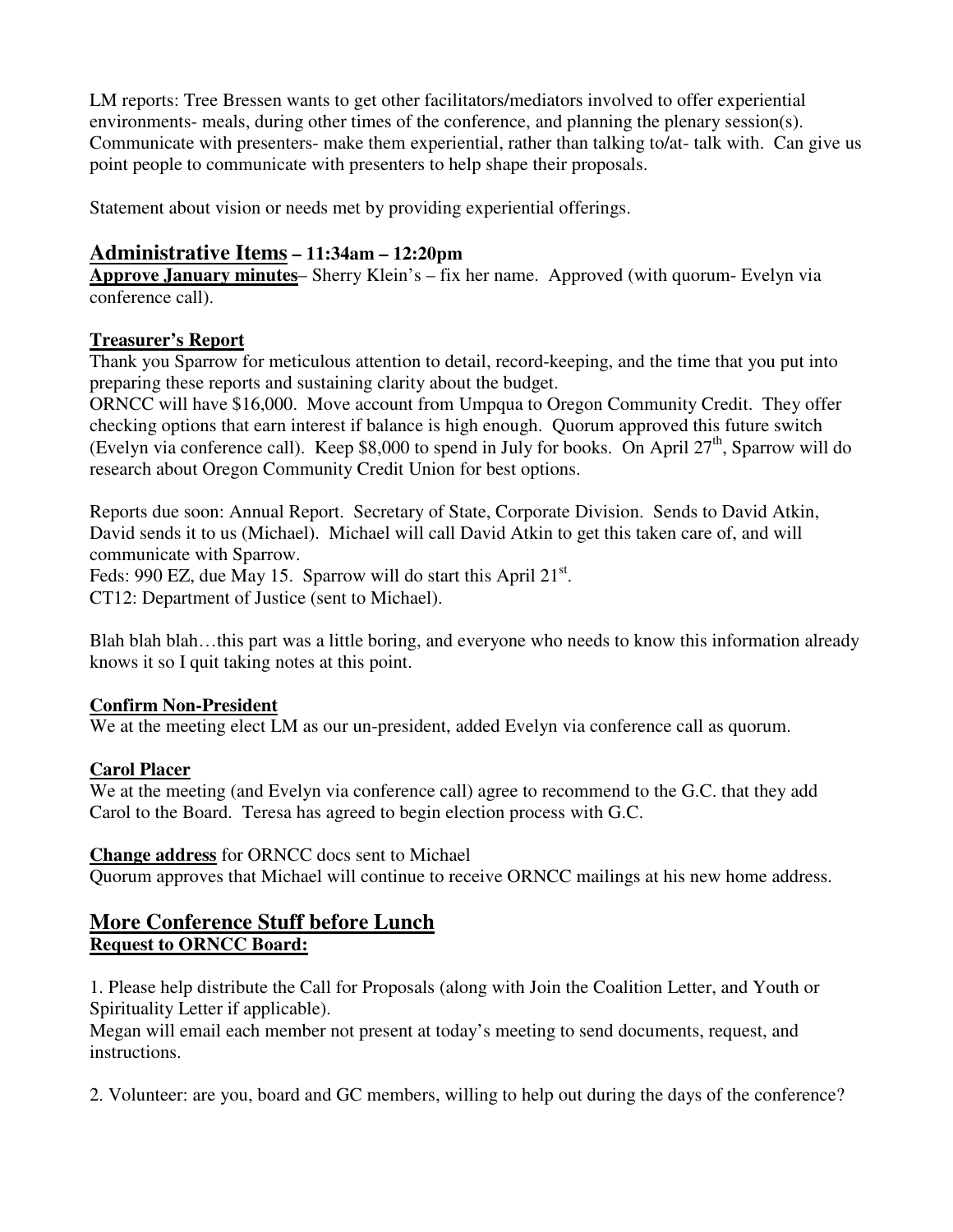LM reports: Tree Bressen wants to get other facilitators/mediators involved to offer experiential environments- meals, during other times of the conference, and planning the plenary session(s). Communicate with presenters- make them experiential, rather than talking to/at- talk with. Can give us point people to communicate with presenters to help shape their proposals.

Statement about vision or needs met by providing experiential offerings.

## **Administrative Items – 11:34am – 12:20pm**

**Approve January minutes**– Sherry Klein's – fix her name. Approved (with quorum- Evelyn via conference call).

**Treasurer's Report**

Thank you Sparrow for meticulous attention to detail, record-keeping, and the time that you put into preparing these reports and sustaining clarity about the budget.

ORNCC will have $16,000. Move account from Umpqua to Oregon Community Credit. They offer checking options that earn interest if balance is high enough. Quorum approved this future switch (Evelyn via conference call). Keep $8,000 to spend in July for books. On April 27th, Sparrow will do research about Oregon Community Credit Union for best options.

Reports due soon: Annual Report. Secretary of State, Corporate Division. Sends to David Atkin, David sends it to us (Michael). Michael will call David Atkin to get this taken care of, and will communicate with Sparrow.

Feds: 990 EZ, due May 15. Sparrow will do start this April 21st.

CT12: Department of Justice (sent to Michael).

Blah blah blah…this part was a little boring, and everyone who needs to know this information already knows it so I quit taking notes at this point.

**Confirm Non-President**

We at the meeting elect LM as our un-president, added Evelyn via conference call as quorum.

**Carol Placer**

We at the meeting (and Evelyn via conference call) agree to recommend to the G.C. that they add Carol to the Board. Teresa has agreed to begin election process with G.C.

**Change address** for ORNCC docs sent to Michael

Quorum approves that Michael will continue to receive ORNCC mailings at his new home address.

## **More Conference Stuff before Lunch**

**Request to ORNCC Board:**

1. Please help distribute the Call for Proposals (along with Join the Coalition Letter, and Youth or Spirituality Letter if applicable).
Megan will email each member not present at today's meeting to send documents, request, and instructions.

2. Volunteer: are you, board and GC members, willing to help out during the days of the conference?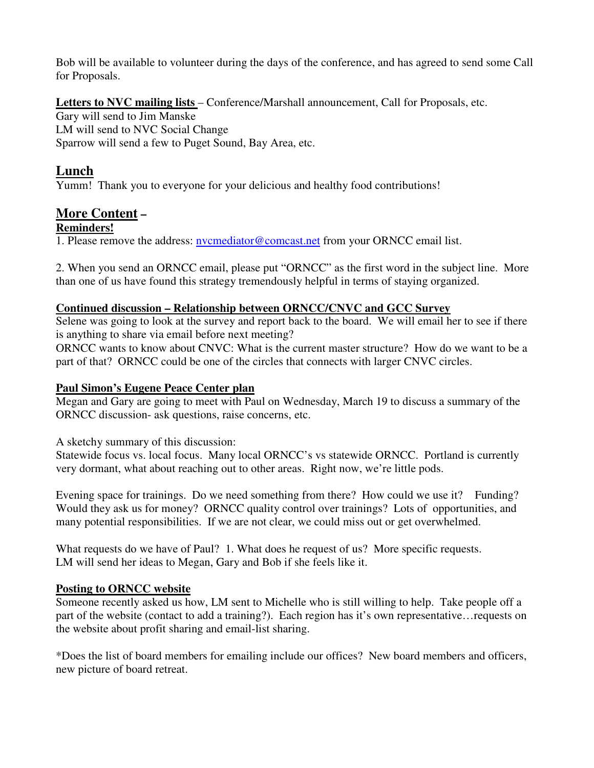Bob will be available to volunteer during the days of the conference, and has agreed to send some Call for Proposals.

**Letters to NVC mailing lists** – Conference/Marshall announcement, Call for Proposals, etc.
Gary will send to Jim Manske
LM will send to NVC Social Change
Sparrow will send a few to Puget Sound, Bay Area, etc.

## Lunch

Yumm! Thank you to everyone for your delicious and healthy food contributions!

## More Content –

**Reminders!**

1. Please remove the address: nvcmediator@comcast.net from your ORNCC email list.

2. When you send an ORNCC email, please put "ORNCC" as the first word in the subject line. More than one of us have found this strategy tremendously helpful in terms of staying organized.

**Continued discussion – Relationship between ORNCC/CNVC and GCC Survey**

Selene was going to look at the survey and report back to the board. We will email her to see if there is anything to share via email before next meeting?
ORNCC wants to know about CNVC: What is the current master structure? How do we want to be a part of that? ORNCC could be one of the circles that connects with larger CNVC circles.

**Paul Simon's Eugene Peace Center plan**

Megan and Gary are going to meet with Paul on Wednesday, March 19 to discuss a summary of the ORNCC discussion- ask questions, raise concerns, etc.

A sketchy summary of this discussion:
Statewide focus vs. local focus. Many local ORNCC's vs statewide ORNCC. Portland is currently very dormant, what about reaching out to other areas. Right now, we're little pods.

Evening space for trainings. Do we need something from there? How could we use it? Funding? Would they ask us for money? ORNCC quality control over trainings? Lots of opportunities, and many potential responsibilities. If we are not clear, we could miss out or get overwhelmed.

What requests do we have of Paul? 1. What does he request of us? More specific requests.
LM will send her ideas to Megan, Gary and Bob if she feels like it.

**Posting to ORNCC website**

Someone recently asked us how, LM sent to Michelle who is still willing to help. Take people off a part of the website (contact to add a training?). Each region has it's own representative…requests on the website about profit sharing and email-list sharing.

*Does the list of board members for emailing include our offices? New board members and officers, new picture of board retreat.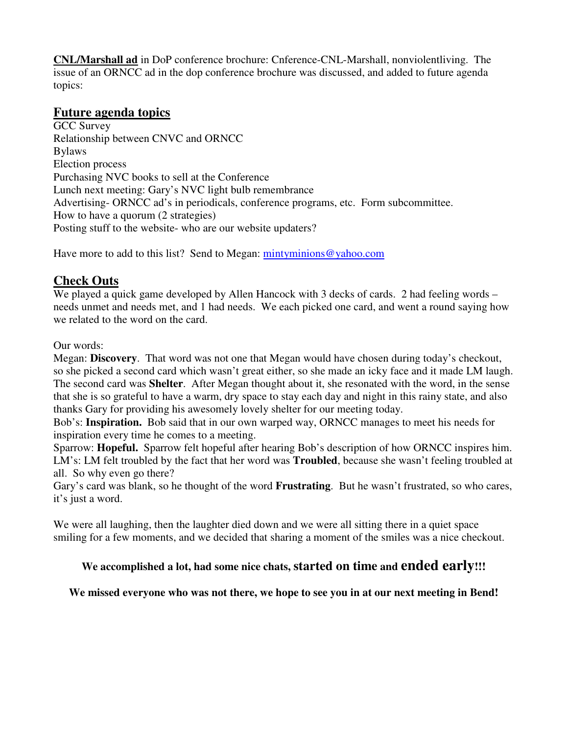**CNL/Marshall ad** in DoP conference brochure: Cnference-CNL-Marshall, nonviolentliving. The issue of an ORNCC ad in the dop conference brochure was discussed, and added to future agenda topics:

## Future agenda topics

GCC Survey
Relationship between CNVC and ORNCC
Bylaws
Election process
Purchasing NVC books to sell at the Conference
Lunch next meeting: Gary's NVC light bulb remembrance
Advertising- ORNCC ad's in periodicals, conference programs, etc. Form subcommittee.
How to have a quorum (2 strategies)
Posting stuff to the website- who are our website updaters?

Have more to add to this list? Send to Megan: mintyminions@yahoo.com

## Check Outs

We played a quick game developed by Allen Hancock with 3 decks of cards. 2 had feeling words – needs unmet and needs met, and 1 had needs. We each picked one card, and went a round saying how we related to the word on the card.

Our words:
Megan: **Discovery**. That word was not one that Megan would have chosen during today's checkout, so she picked a second card which wasn't great either, so she made an icky face and it made LM laugh. The second card was **Shelter**. After Megan thought about it, she resonated with the word, in the sense that she is so grateful to have a warm, dry space to stay each day and night in this rainy state, and also thanks Gary for providing his awesomely lovely shelter for our meeting today.
Bob's: **Inspiration.** Bob said that in our own warped way, ORNCC manages to meet his needs for inspiration every time he comes to a meeting.
Sparrow: **Hopeful.** Sparrow felt hopeful after hearing Bob's description of how ORNCC inspires him.
LM's: LM felt troubled by the fact that her word was **Troubled**, because she wasn't feeling troubled at all. So why even go there?
Gary's card was blank, so he thought of the word **Frustrating**. But he wasn't frustrated, so who cares, it's just a word.

We were all laughing, then the laughter died down and we were all sitting there in a quiet space smiling for a few moments, and we decided that sharing a moment of the smiles was a nice checkout.

**We accomplished a lot, had some nice chats, started on time and ended early!!!**

**We missed everyone who was not there, we hope to see you in at our next meeting in Bend!**